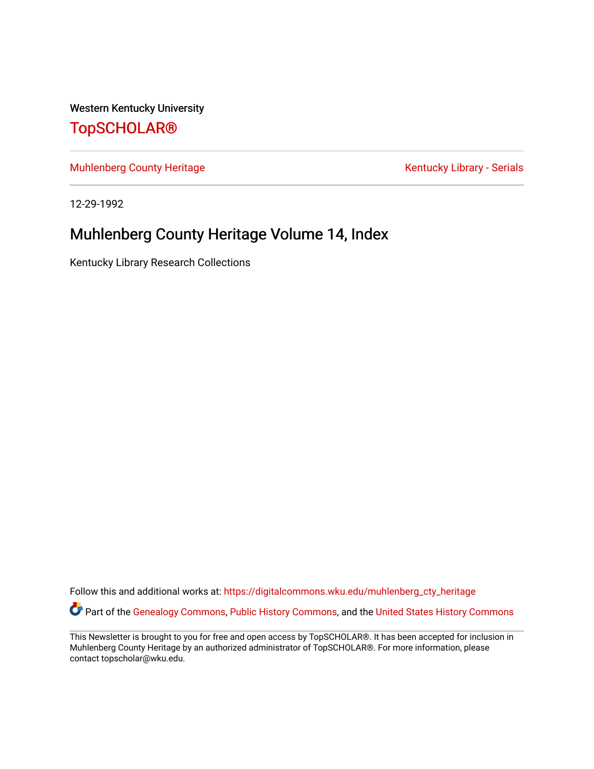Western Kentucky University

# TopSCHOLAR®

Muhlenberg County Heritage

Kentucky Library - Serials

12-29-1992

# Muhlenberg County Heritage Volume 14, Index

Kentucky Library Research Collections

Follow this and additional works at: https://digitalcommons.wku.edu/muhlenberg_cty_heritage

Part of the Genealogy Commons, Public History Commons, and the United States History Commons

This Newsletter is brought to you for free and open access by TopSCHOLAR®. It has been accepted for inclusion in Muhlenberg County Heritage by an authorized administrator of TopSCHOLAR®. For more information, please contact topscholar@wku.edu.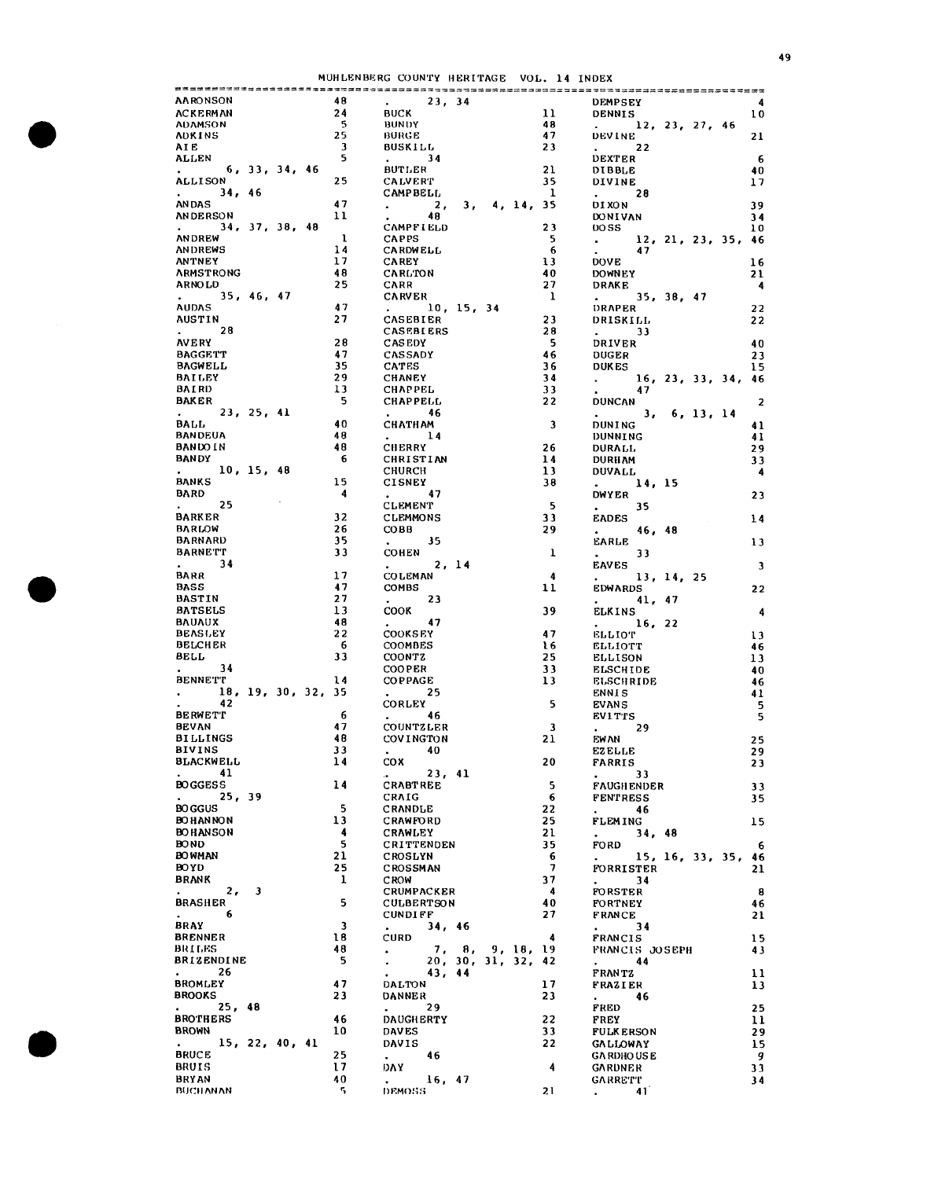MUHLENBERG COUNTY HERITAGE VOL. 14 INDEX

AARONSON 48
ACKERMAN 24
ADAMSON 5
ADKINS 25
AIE 3
ALLEN 5
. 6, 33, 34, 46
ALLISON 25
. 34, 46
ANDAS 47
ANDERSON 11
. 34, 37, 38, 48
ANDREW 1
ANDREWS 14
ANTNEY 17
ARMSTRONG 48
ARNOLD 25
. 35, 46, 47
AUDAS 47
AUSTIN 27
. 28
AVERY 28
BAGGETT 47
BAGWELL 35
BAILEY 29
BAIRD 13
BAKER 5
. 23, 25, 41
BALL 40
BANDEUA 48
BANDOIN 48
BANDY 6
. 10, 15, 48
BANKS 15
BARD 4
. 25
BARKER 32
BARLOW 26
BARNARD 35
BARNETT 33
. 34
BARR 17
BASS 47
BASTIN 27
BATSELS 13
BAUAUX 48
BEASLEY 22
BELCHER 6
BELL 33
. 34
BENNETT 14
. 18, 19, 30, 32, 35
. 42
BERWETT 6
BEVAN 47
BILLINGS 48
BIVINS 33
BLACKWELL 14
. 41
BOGGESS 14
. 25, 39
BOGGUS 5
BOHANNON 13
BOHANSON 4
BOND 5
BOWMAN 21
BOYD 25
BRANK 1
. 2, 3
BRASHER 5
. 6
BRAY 3
BRENNER 18
BRILES 48
BRIZENDINE 5
. 26
BROMLEY 47
BROOKS 23
. 25, 48
BROTHERS 46
BROWN 10
. 15, 22, 40, 41
BRUCE 25
BRUIS 17
BRYAN 40
BUCHANAN 5
. 23, 34
BUCK 11
BUNDY 48
BURGE 47
BUSKILL 23
. 34
BUTLER 21
CALVERT 35
CAMPBELL 1
. 2, 3, 4, 14, 35
. 48
CAMPFIELD 23
CAPPS 5
CARDWELL 6
CAREY 13
CARLTON 40
CARR 27
CARVER 1
. 10, 15, 34
CASEBIER 23
CASEBIERS 28
CASEDY 5
CASSADY 46
CATES 36
CHANEY 34
CHAPPEL 33
CHAPPELL 22
. 46
CHATHAM 3
. 14
CHERRY 26
CHRISTIAN 14
CHURCH 13
CISNEY 38
. 47
CLEMENT 5
CLEMMONS 33
COBB 29
. 35
COHEN 1
. 2, 14
COLEMAN 4
COMBS 11
. 23
COOK 39
. 47
COOKSEY 47
COOMBES 16
COONTZ 25
COOPER 33
COPPAGE 13
. 25
CORLEY 5
. 46
COUNTZLER 3
COVINGTON 21
. 40
COX 20
. 23, 41
CRABTREE 5
CRAIG 6
CRANDLE 22
CRAWFORD 25
CRAWLEY 21
CRITTENDEN 35
CROSLYN 6
CROSSMAN 7
CROW 37
CRUMPACKER 4
CULBERTSON 40
CUNDIFF 27
. 34, 46
CURD 4
. 7, 8, 9, 18, 19
. 20, 30, 31, 32, 42
. 43, 44
DALTON 17
DANNER 23
. 29
DAUGHERTY 22
DAVES 33
DAVIS 22
. 46
DAY 4
. 16, 47
DEMOSS 21
DEMPSEY 4
DENNIS 10
. 12, 23, 27, 46
DEVINE 21
. 22
DEXTER 6
DIBBLE 40
DIVINE 17
. 28
DIXON 39
DONIVAN 34
DOSS 10
. 12, 21, 23, 35, 46
. 47
DOVE 16
DOWNEY 21
DRAKE 4
. 35, 38, 47
DRAPER 22
DRISKILL 22
. 33
DRIVER 40
DUGER 23
DUKES 15
. 16, 23, 33, 34, 46
. 47
DUNCAN 2
. 3, 6, 13, 14
DUNING 41
DUNNING 41
DURALL 29
DURHAM 33
DUVALL 4
. 14, 15
DWYER 23
. 35
EADES 14
. 46, 48
EARLE 13
. 33
EAVES 3
. 13, 14, 25
EDWARDS 22
. 41, 47
ELKINS 4
. 16, 22
ELLIOT 13
ELLIOTT 46
ELLISON 13
ELSCHIDE 40
ELSCHRIDE 46
ENNIS 41
EVANS 5
EVITTS 5
. 29
EWAN 25
EZELLE 29
FARRIS 23
. 33
FAUGHENDER 33
FENTRESS 35
. 46
FLEMING 15
. 34, 48
FORD 6
. 15, 16, 33, 35, 46
FORRISTER 21
. 34
FORSTER 8
FORTNEY 46
FRANCE 21
. 34
FRANCIS 15
FRANCIS JOSEPH 43
. 44
FRANTZ 11
FRAZIER 13
. 46
FRED 25
FREY 11
FULKERSON 29
GALLOWAY 15
GARDHOUSE 9
GARDNER 33
GARRETT 34
. 41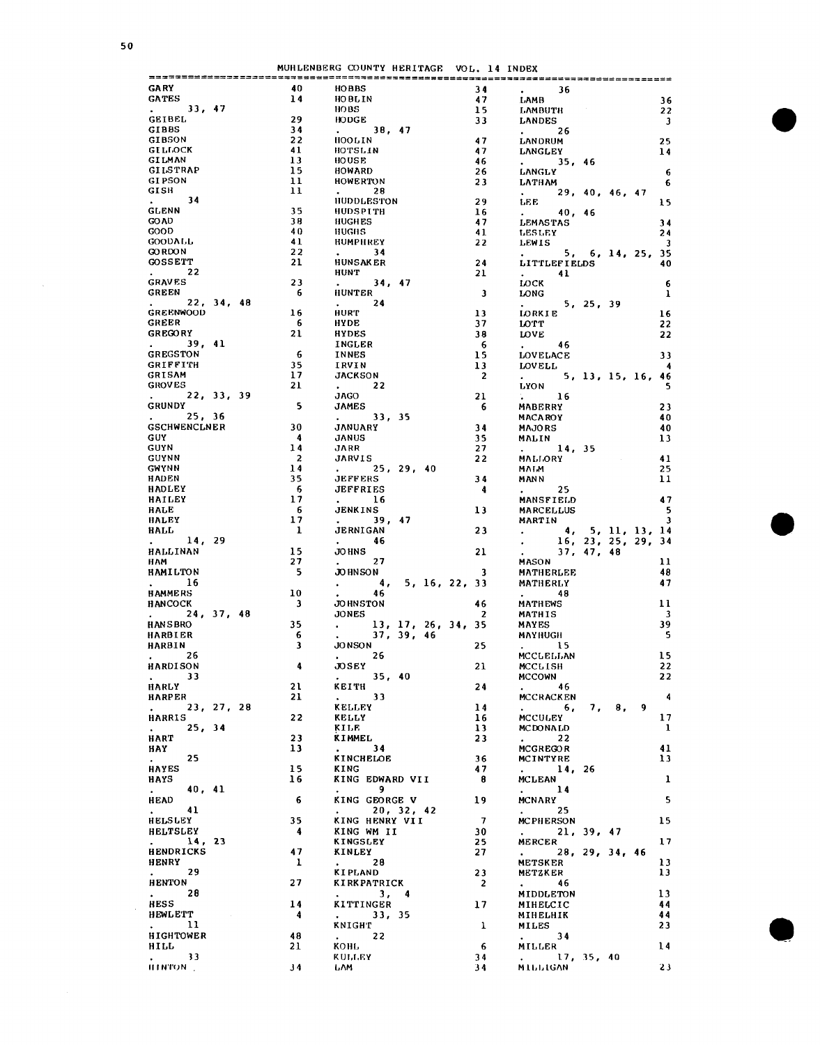MUHLENBERG COUNTY HERITAGE VOL. 14 INDEX

| Name | Page |
|---|---|
| GARY | 40 |
| GATES | 14 |
| . 33, 47 | |
| GEIBEL | 29 |
| GIBBS | 34 |
| GIBSON | 22 |
| GILLOCK | 41 |
| GILMAN | 13 |
| GILSTRAP | 15 |
| GIPSON | 11 |
| GISH | 11 |
| . 34 | |
| GLENN | 35 |
| GOAD | 38 |
| GOOD | 40 |
| GOODALL | 41 |
| GORDON | 22 |
| GOSSETT | 21 |
| . 22 | |
| GRAVES | 23 |
| GREEN | 6 |
| . 22, 34, 48 | |
| GREENWOOD | 16 |
| GREER | 6 |
| GREGORY | 21 |
| . 39, 41 | |
| GREGSTON | 6 |
| GRIFFITH | 35 |
| GRISAM | 17 |
| GROVES | 21 |
| . 22, 33, 39 | |
| GRUNDY | 5 |
| . 25, 36 | |
| GSCHWENCLNER | 30 |
| GUY | 4 |
| GUYN | 14 |
| GUYNN | 2 |
| GWYNN | 14 |
| HADEN | 35 |
| HADLEY | 6 |
| HAILEY | 17 |
| HALE | 6 |
| HALEY | 17 |
| HALL | 1 |
| . 14, 29 | |
| HALLINAN | 15 |
| HAM | 27 |
| HAMILTON | 5 |
| . 16 | |
| HAMMERS | 10 |
| HANCOCK | 3 |
| . 24, 37, 48 | |
| HANSBRO | 35 |
| HARBIER | 6 |
| HARBIN | 3 |
| . 26 | |
| HARDISON | 4 |
| . 33 | |
| HARLY | 21 |
| HARPER | 21 |
| . 23, 27, 28 | |
| HARRIS | 22 |
| . 25, 34 | |
| HART | 23 |
| HAY | 13 |
| . 25 | |
| HAYES | 15 |
| HAYS | 16 |
| . 40, 41 | |
| HEAD | 6 |
| . 41 | |
| HELSLEY | 35 |
| HELTSLEY | 4 |
| . 14, 23 | |
| HENDRICKS | 47 |
| HENRY | 1 |
| . 29 | |
| HENTON | 27 |
| . 28 | |
| HESS | 14 |
| HEWLETT | 4 |
| . 11 | |
| HIGHTOWER | 48 |
| HILL | 21 |
| . 33 | |
| HINTON | 34 |
| HOBBS | 34 |
| HOBLIN | 47 |
| HOBS | 15 |
| HODGE | 33 |
| . 38, 47 | |
| HOOLIN | 47 |
| HOTSLIN | 47 |
| HOUSE | 46 |
| HOWARD | 26 |
| HOWERTON | 23 |
| . 28 | |
| HUDDLESTON | 29 |
| HUDSPITH | 16 |
| HUGHES | 47 |
| HUGHS | 41 |
| HUMPHREY | 22 |
| . 34 | |
| HUNSAKER | 24 |
| HUNT | 21 |
| . 34, 47 | |
| HUNTER | 3 |
| . 24 | |
| HURT | 13 |
| HYDE | 37 |
| HYDES | 38 |
| INGLER | 6 |
| INNES | 15 |
| IRVIN | 13 |
| JACKSON | 2 |
| . 22 | |
| JAGO | 21 |
| JAMES | 6 |
| . 33, 35 | |
| JANUARY | 34 |
| JANUS | 35 |
| JARR | 27 |
| JARVIS | 22 |
| . 25, 29, 40 | |
| JEFFERS | 34 |
| JEFFRIES | 4 |
| . 16 | |
| JENKINS | 13 |
| . 39, 47 | |
| JERNIGAN | 23 |
| . 46 | |
| JOHNS | 21 |
| . 27 | |
| JOHNSON | 3 |
| . 4, 5, 16, 22, 33 | |
| . 46 | |
| JOHNSTON | 46 |
| JONES | 2 |
| . 13, 17, 26, 34, 35 | |
| . 37, 39, 46 | |
| JONSON | 25 |
| . 26 | |
| JOSEY | 21 |
| . 35, 40 | |
| KEITH | 24 |
| . 33 | |
| KELLEY | 14 |
| KELLY | 16 |
| KILE | 13 |
| KIMMEL | 23 |
| . 34 | |
| KINCHELOE | 36 |
| KING | 47 |
| KING EDWARD VII | 8 |
| . 9 | |
| KING GEORGE V | 19 |
| . 20, 32, 42 | |
| KING HENRY VII | 7 |
| KING WM II | 30 |
| KINGSLEY | 25 |
| KINLEY | 27 |
| . 28 | |
| KIPLAND | 23 |
| KIRKPATRICK | 2 |
| . 3, 4 | |
| KITTINGER | 17 |
| . 33, 35 | |
| KNIGHT | 1 |
| . 22 | |
| KOHL | 6 |
| KULLEY | 34 |
| LAM | 34 |
| . 36 | |
| LAMB | 36 |
| LAMBUTH | 22 |
| LANDES | 3 |
| . 26 | |
| LANDRUM | 25 |
| LANGLEY | 14 |
| . 35, 46 | |
| LANGLY | 6 |
| LATHAM | 6 |
| . 29, 40, 46, 47 | |
| LEE | 15 |
| . 40, 46 | |
| LEMASTAS | 34 |
| LESLEY | 24 |
| LEWIS | 3 |
| . 5, 6, 14, 25, 35 | |
| LITTLEFIELDS | 40 |
| . 41 | |
| LOCK | 6 |
| LONG | 1 |
| . 5, 25, 39 | |
| LORKIE | 16 |
| LOTT | 22 |
| LOVE | 22 |
| . 46 | |
| LOVELACE | 33 |
| LOVELL | 4 |
| . 5, 13, 15, 16, 46 | |
| LYON | 5 |
| . 16 | |
| MABERRY | 23 |
| MACAROY | 40 |
| MAJORS | 40 |
| MALIN | 13 |
| . 14, 35 | |
| MALLORY | 41 |
| MALM | 25 |
| MANN | 11 |
| . 25 | |
| MANSFIELD | 47 |
| MARCELLUS | 5 |
| MARTIN | 3 |
| . 4, 5, 11, 13, 14 | |
| . 16, 23, 25, 29, 34 | |
| . 37, 47, 48 | |
| MASON | 11 |
| MATHERLEE | 48 |
| MATHERLY | 47 |
| . 48 | |
| MATHEWS | 11 |
| MATHIS | 3 |
| MAYES | 39 |
| MAYHUGH | 5 |
| . 15 | |
| MCCLELLAN | 15 |
| MCCLISH | 22 |
| MCCOWN | 22 |
| . 46 | |
| MCCRACKEN | 4 |
| . 6, 7, 8, 9 | |
| MCCULEY | 17 |
| MCDONALD | 1 |
| . 22 | |
| MCGREGOR | 41 |
| MCINTYRE | 13 |
| . 14, 26 | |
| MCLEAN | 1 |
| . 14 | |
| MCNARY | 5 |
| . 25 | |
| MCPHERSON | 15 |
| . 21, 39, 47 | |
| MERCER | 17 |
| . 28, 29, 34, 46 | |
| METSKER | 13 |
| METZKER | 13 |
| . 46 | |
| MIDDLETON | 13 |
| MIHELCIC | 44 |
| MIHELHIK | 44 |
| MILES | 23 |
| . 34 | |
| MILLER | 14 |
| . 17, 35, 40 | |
| MILLIGAN | 23 |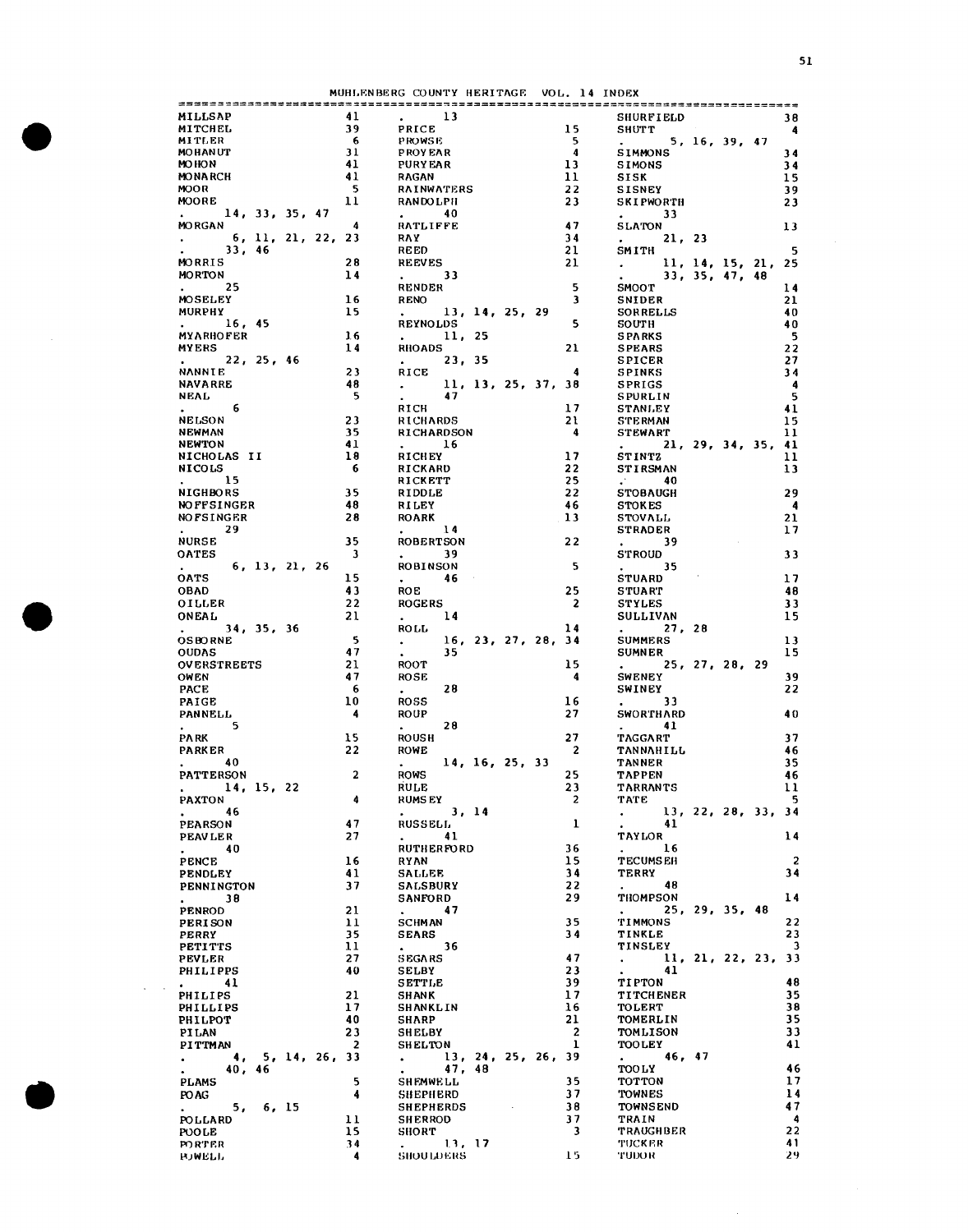MUHLENBERG COUNTY HERITAGE VOL. 14 INDEX

| Name | Pages |
|---|---|
| MILLSAP | 41 |
| MITCHEL | 39 |
| MITLER | 6 |
| MOHANUT | 31 |
| MOHON | 41 |
| MONARCH | 41 |
| MOOR | 5 |
| MOORE | 11 |
| . | 14, 33, 35, 47 |
| MORGAN | 4 |
| . | 6, 11, 21, 22, 23 |
| . | 33, 46 |
| MORRIS | 28 |
| MORTON | 14 |
| . | 25 |
| MOSELEY | 16 |
| MURPHY | 15 |
| . | 16, 45 |
| MYARHOFER | 16 |
| MYERS | 14 |
| . | 22, 25, 46 |
| NANNIE | 23 |
| NAVARRE | 48 |
| NEAL | 5 |
| . | 6 |
| NELSON | 23 |
| NEWMAN | 35 |
| NEWTON | 41 |
| NICHOLAS II | 18 |
| NICOLS | 6 |
| . | 15 |
| NIGHBORS | 35 |
| NOFFSINGER | 48 |
| NOFSINGER | 28 |
| . | 29 |
| NURSE | 35 |
| OATES | 3 |
| . | 6, 13, 21, 26 |
| OATS | 15 |
| OBAD | 43 |
| OILLER | 22 |
| ONEAL | 21 |
| . | 34, 35, 36 |
| OSBORNE | 5 |
| OUDAS | 47 |
| OVERSTREETS | 21 |
| OWEN | 47 |
| PACE | 6 |
| PAIGE | 10 |
| PANNELL | 4 |
| . | 5 |
| PARK | 15 |
| PARKER | 22 |
| . | 40 |
| PATTERSON | 2 |
| . | 14, 15, 22 |
| PAXTON | 4 |
| . | 46 |
| PEARSON | 47 |
| PEAVLER | 27 |
| . | 40 |
| PENCE | 16 |
| PENDLEY | 41 |
| PENNINGTON | 37 |
| . | 38 |
| PENROD | 21 |
| PERISON | 11 |
| PERRY | 35 |
| PETITTS | 11 |
| PEVLER | 27 |
| PHILIPPS | 40 |
| . | 41 |
| PHILIPS | 21 |
| PHILLIPS | 17 |
| PHILPOT | 40 |
| PILAN | 23 |
| PITTMAN | 2 |
| . | 4, 5, 14, 26, 33 |
| . | 40, 46 |
| PLAMS | 5 |
| POAG | 4 |
| . | 5, 6, 15 |
| POLLARD | 11 |
| POOLE | 15 |
| PORTER | 34 |
| POWELL | 4 |
| . | 13 |
| PRICE | 15 |
| PROWSE | 5 |
| PROYEAR | 4 |
| PURYEAR | 13 |
| RAGAN | 11 |
| RAINWATERS | 22 |
| RANDOLPH | 23 |
| . | 40 |
| RATLIFFE | 47 |
| RAY | 34 |
| REED | 21 |
| REEVES | 21 |
| . | 33 |
| RENDER | 5 |
| RENO | 3 |
| . | 13, 14, 25, 29 |
| REYNOLDS | 5 |
| . | 11, 25 |
| RHOADS | 21 |
| . | 23, 35 |
| RICE | 4 |
| . | 11, 13, 25, 37, 38 |
| . | 47 |
| RICH | 17 |
| RICHARDS | 21 |
| RICHARDSON | 4 |
| . | 16 |
| RICHEY | 17 |
| RICKARD | 22 |
| RICKETT | 25 |
| RIDDLE | 22 |
| RILEY | 46 |
| ROARK | 13 |
| . | 14 |
| ROBERTSON | 22 |
| . | 39 |
| ROBINSON | 5 |
| . | 46 |
| ROE | 25 |
| ROGERS | 2 |
| . | 14 |
| ROLL | 14 |
| . | 16, 23, 27, 28, 34 |
| . | 35 |
| ROOT | 15 |
| ROSE | 4 |
| . | 28 |
| ROSS | 16 |
| ROUP | 27 |
| . | 28 |
| ROUSH | 27 |
| ROWE | 2 |
| . | 14, 16, 25, 33 |
| ROWS | 25 |
| RULE | 23 |
| RUMSEY | 2 |
| . | 3, 14 |
| RUSSELL | 1 |
| . | 41 |
| RUTHERFORD | 36 |
| RYAN | 15 |
| SALLEE | 34 |
| SALSBURY | 22 |
| SANFORD | 29 |
| . | 47 |
| SCHMAN | 35 |
| SEARS | 34 |
| . | 36 |
| SEGARS | 47 |
| SELBY | 23 |
| SETTLE | 39 |
| SHANK | 17 |
| SHANKLIN | 16 |
| SHARP | 21 |
| SHELBY | 2 |
| SHELTON | 1 |
| . | 13, 24, 25, 26, 39 |
| . | 47, 48 |
| SHEMWELL | 35 |
| SHEPHERD | 37 |
| SHEPHERDS | 38 |
| SHERROD | 37 |
| SHORT | 3 |
| . | 13, 17 |
| SHOULDERS | 15 |
| SHURFIELD | 38 |
| SHUTT | 4 |
| . | 5, 16, 39, 47 |
| SIMMONS | 34 |
| SIMONS | 34 |
| SISK | 15 |
| SISNEY | 39 |
| SKIPWORTH | 23 |
| . | 33 |
| SLATON | 13 |
| . | 21, 23 |
| SMITH | 5 |
| . | 11, 14, 15, 21, 25 |
| . | 33, 35, 47, 48 |
| SMOOT | 14 |
| SNIDER | 21 |
| SORRELLS | 40 |
| SOUTH | 40 |
| SPARKS | 5 |
| SPEARS | 22 |
| SPICER | 27 |
| SPINKS | 34 |
| SPRIGS | 4 |
| SPURLIN | 5 |
| STANLEY | 41 |
| STERMAN | 15 |
| STEWART | 11 |
| . | 21, 29, 34, 35, 41 |
| STINTZ | 11 |
| STIRSMAN | 13 |
| . | 40 |
| STOBAUGH | 29 |
| STOKES | 4 |
| STOVALL | 21 |
| STRADER | 17 |
| . | 39 |
| STROUD | 33 |
| . | 35 |
| STUARD | 17 |
| STUART | 48 |
| STYLES | 33 |
| SULLIVAN | 15 |
| . | 27, 28 |
| SUMMERS | 13 |
| SUMNER | 15 |
| . | 25, 27, 28, 29 |
| SWENEY | 39 |
| SWINEY | 22 |
| . | 33 |
| SWORTHARD | 40 |
| . | 41 |
| TAGGART | 37 |
| TANNAHILL | 46 |
| TANNER | 35 |
| TAPPEN | 46 |
| TARRANTS | 11 |
| TATE | 5 |
| . | 13, 22, 28, 33, 34 |
| . | 41 |
| TAYLOR | 14 |
| . | 16 |
| TECUMSEH | 2 |
| TERRY | 34 |
| . | 48 |
| THOMPSON | 14 |
| . | 25, 29, 35, 48 |
| TIMMONS | 22 |
| TINKLE | 23 |
| TINSLEY | 3 |
| . | 11, 21, 22, 23, 33 |
| . | 41 |
| TIPTON | 48 |
| TITCHENER | 35 |
| TOLERT | 38 |
| TOMERLIN | 35 |
| TOMLISON | 33 |
| TOOLEY | 41 |
| . | 46, 47 |
| TOOLY | 46 |
| TOTTON | 17 |
| TOWNES | 14 |
| TOWNSEND | 47 |
| TRAIN | 4 |
| TRAUGHBER | 22 |
| TUCKER | 41 |
| TUDOR | 29 |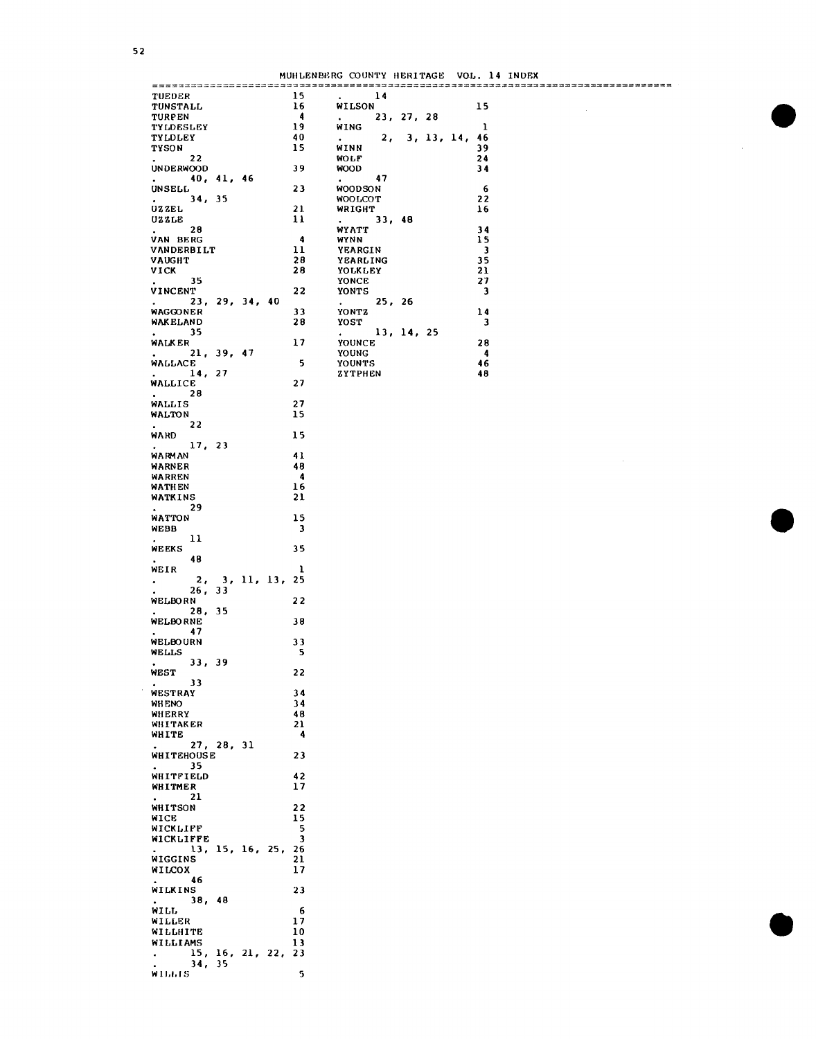# MUHLENBERG COUNTY HERITAGE VOL. 14 INDEX

```
TUEDER              15
TUNSTALL            16
TURPEN               4
TYLDESLEY           19
TYLDLEY             40
TYSON               15
.    22
UNDERWOOD           39
.    40, 41, 46
UNSELL              23
.    34, 35
UZZEL               21
UZZLE               11
.    28
VAN BERG             4
VANDERBILT          11
VAUGHT              28
VICK                28
.    35
VINCENT             22
.    23, 29, 34, 40
WAGGONER            33
WAKELAND            28
.    35
WALKER              17
.    21, 39, 47
WALLACE              5
.    14, 27
WALLICE             27
.    28
WALLIS              27
WALTON              15
.    22
WARD                15
.    17, 23
WARMAN              41
WARNER              48
WARREN               4
WATHEN              16
WATKINS             21
.    29
WATTON              15
WEBB                 3
.    11
WEEKS               35
.    48
WEIR                 1
.    2, 3, 11, 13, 25
.    26, 33
WELBORN             22
.    28, 35
WELBORNE            38
.    47
WELBOURN            33
WELLS                5
.    33, 39
WEST                22
.    33
WESTRAY             34
WHENO               34
WHERRY              48
WHITAKER            21
WHITE                4
.    27, 28, 31
WHITEHOUSE          23
.    35
WHITFIELD           42
WHITMER             17
.    21
WHITSON             22
WICE                15
WICKLIFF             5
WICKLIFFE            3
.    13, 15, 16, 25, 26
WIGGINS             21
WILCOX              17
.    46
WILKINS             23
.    38, 48
WILL                 6
WILLER              17
WILLHITE            10
WILLIAMS            13
.    15, 16, 21, 22, 23
.    34, 35
WILLIS               5
.    14
WILSON              15
.    23, 27, 28
WING                 1
.    2, 3, 13, 14, 46
WINN                39
WOLF                24
WOOD                34
.    47
WOODSON              6
WOOLCOT             22
WRIGHT              16
.    33, 48
WYATT               34
WYNN                15
YEARGIN              3
YEARLING            35
YOLKLEY             21
YONCE               27
YONTS                3
.    25, 26
YONTZ               14
YOST                 3
.    13, 14, 25
YOUNCE              28
YOUNG                4
YOUNTS              46
ZYTPHEN             48
```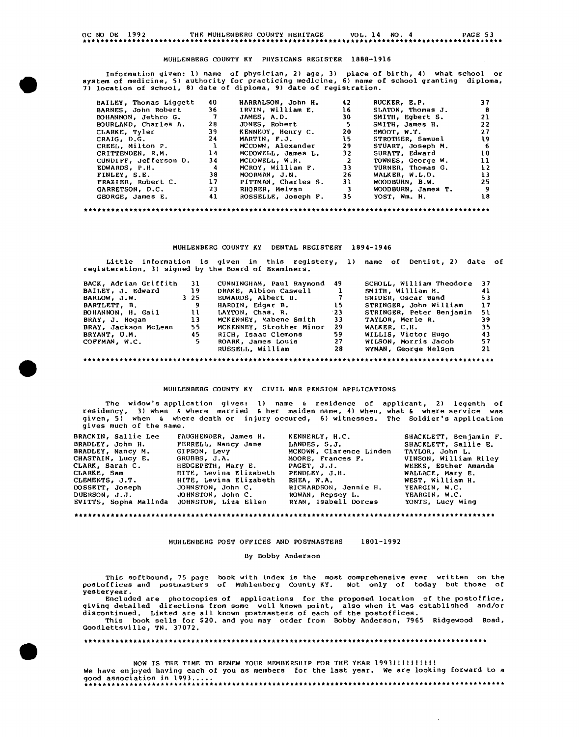## MUHLENBERG COUNTY KY PHYSICANS REGISTER 1888-1916

Information given: 1) name of physician, 2) age, 3) place of birth, 4) what school or system of medicine, 5) authority for practicing medicine, 6) name of school granting diploma, 7) location of school, 8) date of diploma, 9) date of registration.

| | | | | | |
|---|---|---|---|---|---|
| BAILEY, Thomas Liggett | 40 | HARRALSON, John H. | 42 | RUCKER, E.P. | 37 |
| BARNES, John Robert | 36 | IRVIN, William E. | 16 | SLATON, Thomas J. | 8 |
| BOHANNON, Jethro G. | 7 | JAMES, A.D. | 30 | SMITH, Egbert S. | 21 |
| BOURLAND, Charles A. | 28 | JONES, Robert | 5 | SMITH, James H. | 22 |
| CLARKE, Tyler | 39 | KENNEDY, Henry C. | 20 | SMOOT, W.T. | 27 |
| CRAIG, D.G. | 24 | MARTIN, F.J. | 15 | STROTHER, Samuel | 19 |
| CREEL, Milton P. | 1 | MCCOWN, Alexander | 29 | STUART, Joseph M. | 6 |
| CRITTENDEN, R.M. | 14 | MCDOWELL, James L. | 32 | SURATT, Edward | 10 |
| CUNDIFF, Jefferson D. | 34 | MCDOWELL, W.R. | 2 | TOWNES, George W. | 11 |
| EDWARDS, P.H. | 4 | MCROY, William F. | 33 | TURNER, Thomas G. | 12 |
| FINLEY, S.E. | 38 | MOORMAN, J.N. | 26 | WALKER, W.L.D. | 13 |
| FRAZIER, Robert C. | 17 | PITTMAN, Charles S. | 31 | WOODBURN, B.W. | 25 |
| GARRETSON, D.C. | 23 | RHORER, Melvan | 3 | WOODBURN, James T. | 9 |
| GEORGE, James E. | 41 | ROSSELLE, Joseph F. | 35 | YOST, Wm. H. | 18 |

*****************************************************************************************

## MUHLENBERG COUNTY KY DENTAL REGISTERY 1894-1946

Little information is given in this registery, 1) name of Dentist, 2) date of registeration, 3) signed by the Board of Examiners.

| | | | | | |
|---|---|---|---|---|---|
| BACK, Adrian Griffith | 31 | CUNNINGHAM, Paul Raymond | 49 | SCHOLL, William Theodore | 37 |
| BAILEY, J. Edward | 19 | DRAKE, Albion Caswell | 1 | SMITH, William H. | 41 |
| BARLOW, J.W. | 3 25 | EDWARDS, Albert U. | 7 | SNIDER, Oscar Band | 53 |
| BARTLETT, B. | 9 | HARDIN, Edgar B. | 15 | STRINGER, John William | 17 |
| BOHANNON, H. Gail | 11 | LAYTON, Chas. R. | 23 | STRINGER, Peter Benjamin | 51 |
| BRAY, J. Hogan | 13 | MCKENNEY, Mabene Smith | 33 | TAYLOR, Merle R. | 39 |
| BRAY, Jackson McLean | 55 | MCKENNEY, Strother Minor | 29 | WALKER, C.H. | 35 |
| BRYANT, U.M. | 45 | RICH, Isaac Clemons | 59 | WILLIS, Victor Hugo | 43 |
| COFFMAN, W.C. | 5 | ROARK, James Louis | 27 | WILSON, Morris Jacob | 57 |
| | | RUSSELL, William | 28 | WYMAN, George Nelson | 21 |

*****************************************************************************************

## MUHLENBERG COUNTY KY CIVIL WAR PENSION APPLICATIONS

The widow's application gives: 1) name & residence of applicant, 2) legenth of residency, 3) when & where married & her maiden name, 4) when, what & where service was given, 5) when & where death or injury occured, 6) witnesses. The Soldier's application gives much of the same.

| | | | |
|---|---|---|---|
| BRACKIN, Sallie Lee | FAUGHENDER, James H. | KENNERLY, H.C. | SHACKLETT, Benjamin F. |
| BRADLEY, John H. | FERRELL, Nancy Jane | LANDES, S.J. | SHACKLETT, Sallie E. |
| BRADLEY, Nancy M. | GIPSON, Levy | MCKOWN, Clarence Linden | TAYLOR, John L. |
| CHASTAIN, Lucy E. | GRUBBS, J.A. | MOORE, Frances F. | VINSON, William Riley |
| CLARK, Sarah C. | HEDGEPETH, Mary E. | PAGET, J.J. | WEEKS, Esther Amanda |
| CLARKE, Sam | HITE, Levina Elizabeth | PENDLEY, J.H. | WALLACE, Mary E. |
| CLEMENTS, J.T. | HITE, Levina Elizabeth | RHEA, W.A. | WEST, William H. |
| DOSSETT, Joseph | JOHNSTON, John C. | RICHARDSON, Jennie H. | YEARGIN, W.C. |
| DUERSON, J.J. | JOHNSTON, John C. | ROWAN, Repsey L. | YEARGIN, W.C. |
| EVITTS, Sopha Malinda | JOHNSTON, Liza Ellen | RYAN, Isabell Dorcas | YONTS, Lucy Wing |

*****************************************************************************************

## MUHLENBERG POST OFFICES AND POSTMASTERS 1801-1992

By Bobby Anderson

This softbound, 75 page book with index is the most comprehensive ever written on the postoffices and postmasters of Muhlenberg County KY. Not only of today but those of yesteryear.

Encluded are photocopies of applications for the proposed location of the postoffice, giving detailed directions from some well known point, also when it was established and/or discontinued. Listed are all known postmasters of each of the postoffices.

This book sells for $20. and you may order from Bobby Anderson, 7965 Ridgewood Road, Goodlettsville, TN. 37072.

*****************************************************************************************

NOW IS THE TIME TO RENEW YOUR MEMBERSHIP FOR THE YEAR 1993!!!!!!!!!!

We have enjoyed having each of you as members for the last year. We are looking forward to a good association in 1993.....

*****************************************************************************************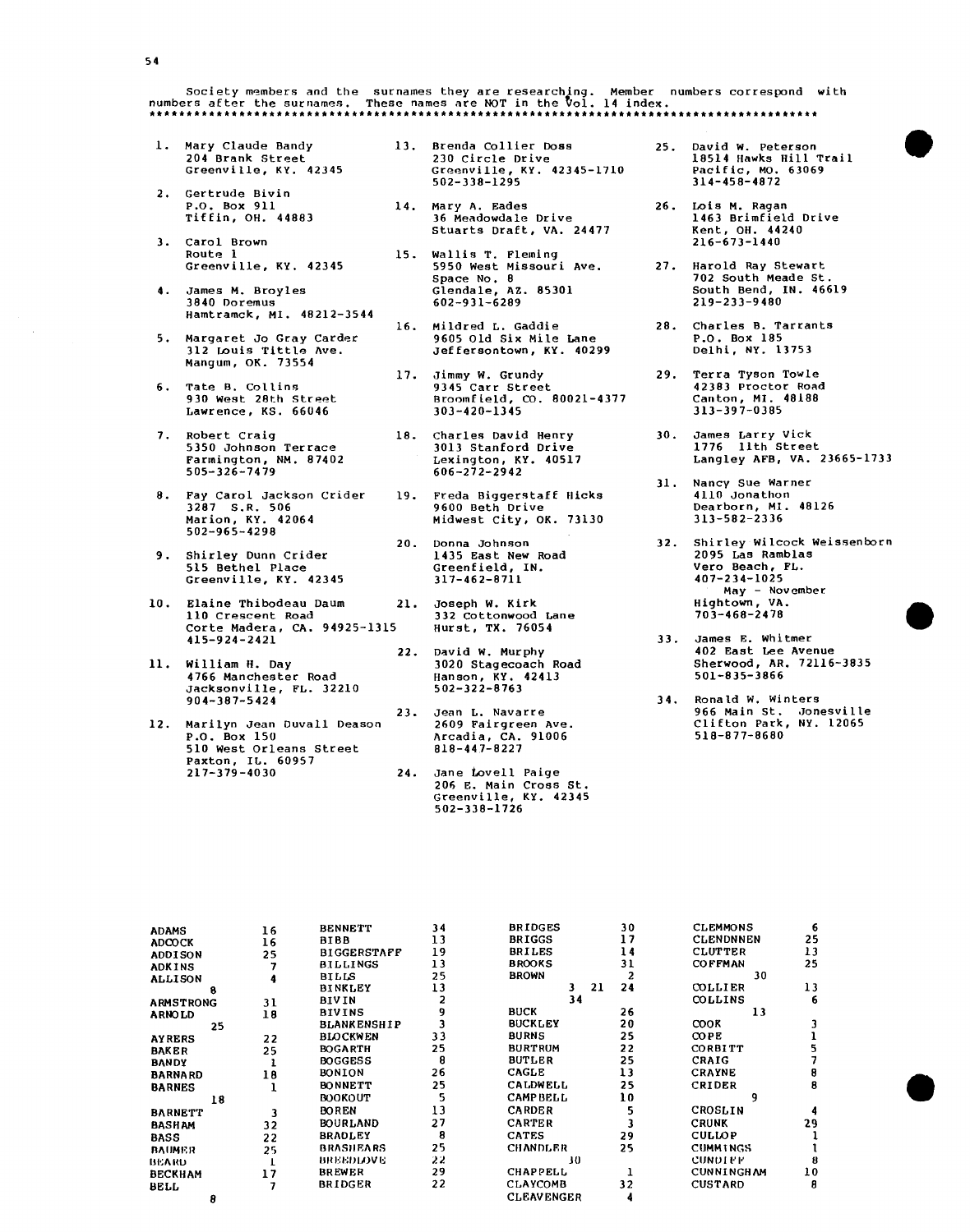Society members and the surnames they are researching. Member numbers correspond with numbers after the surnames. These names are NOT in the Vol. 14 index.

\*\*\*\*\*\*\*\*\*\*\*\*\*\*\*\*\*\*\*\*\*\*\*\*\*\*\*\*\*\*\*\*\*\*\*\*\*\*\*\*\*\*\*\*\*\*\*\*\*\*\*\*\*\*\*\*\*\*\*\*\*\*\*\*\*\*\*\*\*\*\*\*\*\*\*\*\*\*\*\*\*\*\*\*\*\*\*\*\*\*

1. Mary Claude Bandy
   204 Brank Street
   Greenville, KY. 42345

2. Gertrude Bivin
   P.O. Box 911
   Tiffin, OH. 44883

3. Carol Brown
   Route 1
   Greenville, KY. 42345

4. James M. Broyles
   3840 Doremus
   Hamtramck, MI. 48212-3544

5. Margaret Jo Gray Carder
   312 Louis Tittle Ave.
   Mangum, OK. 73554

6. Tate B. Collins
   930 West 28th Street
   Lawrence, KS. 66046

7. Robert Craig
   5350 Johnson Terrace
   Farmington, NM. 87402
   505-326-7479

8. Fay Carol Jackson Crider
   3287 S.R. 506
   Marion, KY. 42064
   502-965-4298

9. Shirley Dunn Crider
   515 Bethel Place
   Greenville, KY. 42345

10. Elaine Thibodeau Daum
    110 Crescent Road
    Corte Madera, CA. 94925-1315
    415-924-2421

11. William H. Day
    4766 Manchester Road
    Jacksonville, FL. 32210
    904-387-5424

12. Marilyn Jean Duvall Deason
    P.O. Box 150
    510 West Orleans Street
    Paxton, IL. 60957
    217-379-4030

13. Brenda Collier Doss
    230 Circle Drive
    Greenville, KY. 42345-1710
    502-338-1295

14. Mary A. Eades
    36 Meadowdale Drive
    Stuarts Draft, VA. 24477

15. Wallis T. Fleming
    5950 West Missouri Ave.
    Space No. 8
    Glendale, AZ. 85301
    602-931-6289

16. Mildred L. Gaddie
    9605 Old Six Mile Lane
    Jeffersontown, KY. 40299

17. Jimmy W. Grundy
    9345 Carr Street
    Broomfield, CO. 80021-4377
    303-420-1345

18. Charles David Henry
    3013 Stanford Drive
    Lexington, KY. 40517
    606-272-2942

19. Freda Biggerstaff Hicks
    9600 Beth Drive
    Midwest City, OK. 73130

20. Donna Johnson
    1435 East New Road
    Greenfield, IN.
    317-462-8711

21. Joseph W. Kirk
    332 Cottonwood Lane
    Hurst, TX. 76054

22. David W. Murphy
    3020 Stagecoach Road
    Hanson, KY. 42413
    502-322-8763

23. Jean L. Navarre
    2609 Fairgreen Ave.
    Arcadia, CA. 91006
    818-447-8227

24. Jane Lovell Paige
    206 E. Main Cross St.
    Greenville, KY. 42345
    502-338-1726

25. David W. Peterson
    18514 Hawks Hill Trail
    Pacific, MO. 63069
    314-458-4872

26. Lois M. Ragan
    1463 Brimfield Drive
    Kent, OH. 44240
    216-673-1440

27. Harold Ray Stewart
    702 South Meade St.
    South Bend, IN. 46619
    219-233-9480

28. Charles B. Tarrants
    P.O. Box 185
    Delhi, NY. 13753

29. Terra Tyson Towle
    42383 Proctor Road
    Canton, MI. 48188
    313-397-0385

30. James Larry Vick
    1776 11th Street
    Langley AFB, VA. 23665-1733

31. Nancy Sue Warner
    4110 Jonathon
    Dearborn, MI. 48126
    313-582-2336

32. Shirley Wilcock Weissenborn
    2095 Las Ramblas
    Vero Beach, FL.
    407-234-1025
    May - November
    Hightown, VA.
    703-468-2478

33. James E. Whitmer
    402 East Lee Avenue
    Sherwood, AR. 72116-3835
    501-835-3866

34. Ronald W. Winters
    966 Main St. Jonesville
    Clifton Park, NY. 12065
    518-877-8680

| Surname | No. |
|---|---|
| ADAMS | 16 |
| ADCOCK | 16 |
| ADDISON | 25 |
| ADKINS | 7 |
| ALLISON | 4, 8 |
| ARMSTRONG | 31 |
| ARNOLD | 18, 25 |
| AYRERS | 22 |
| BAKER | 25 |
| BANDY | 1 |
| BARNARD | 18 |
| BARNES | 1, 18 |
| BARNETT | 3 |
| BASHAM | 32 |
| BASS | 22 |
| BAUMER | 25 |
| BEARD | 1 |
| BECKHAM | 17 |
| BELL | 7, 8 |
| BENNETT | 34 |
| BIBB | 13 |
| BIGGERSTAFF | 19 |
| BILLINGS | 13 |
| BILLS | 25 |
| BINKLEY | 13 |
| BIVIN | 2 |
| BIVINS | 9 |
| BLANKENSHIP | 3 |
| BLOCKWEN | 33 |
| BOGARTH | 25 |
| BOGGESS | 8 |
| BONION | 26 |
| BONNETT | 25 |
| BOOKOUT | 5 |
| BOREN | 13 |
| BOURLAND | 27 |
| BRADLEY | 8 |
| BRASHEARS | 25 |
| BREEDLOVE | 22 |
| BREWER | 29 |
| BRIDGER | 22 |
| BRIDGES | 30 |
| BRIGGS | 17 |
| BRILES | 14 |
| BROOKS | 31 |
| BROWN | 2, 3, 21, 24, 34 |
| BUCK | 26 |
| BUCKLEY | 20 |
| BURNS | 25 |
| BURTRUM | 22 |
| BUTLER | 25 |
| CAGLE | 13 |
| CALDWELL | 25 |
| CAMPBELL | 10 |
| CARDER | 5 |
| CARTER | 3 |
| CATES | 29 |
| CHANDLER | 25, 30 |
| CHAPPELL | 1 |
| CLAYCOMB | 32 |
| CLEAVENGER | 4 |
| CLEMMONS | 6 |
| CLENDNNEN | 25 |
| CLUTTER | 13 |
| COFFMAN | 25, 30 |
| COLLIER | 13 |
| COLLINS | 6, 13 |
| COOK | 3 |
| COPE | 1 |
| CORBITT | 5 |
| CRAIG | 7 |
| CRAYNE | 8 |
| CRIDER | 8, 9 |
| CROSLIN | 4 |
| CRUNK | 29 |
| CULLOP | 1 |
| CUMMINGS | 1 |
| CUNDIFF | 8 |
| CUNNINGHAM | 10 |
| CUSTARD | 8 |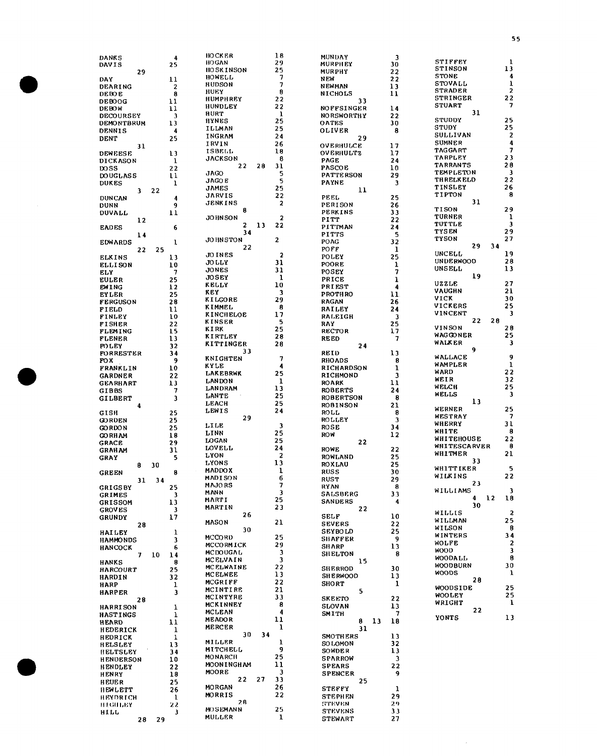DANKS 4
DAVIS 25
 29
DAY 11
DEARING 2
DEBOE 8
DEBOOG 11
DEBOW 11
DECOURSEY 3
DEMONTBRUM 13
DENNIS 4
DENT 25
 31
DEWEESE 13
DICKASON 1
DOSS 22
DOUGLASS 11
DUKES 1
 3 22
DUNCAN 4
DUNN 9
DUVALL 11
 12
EADES 6
 14
EDWARDS 1
 22 25
ELKINS 13
ELLISON 10
ELY 7
EULER 25
EWING 12
EYLER 25
FERGUSON 28
FIELD 11
FINLEY 10
FISHER 22
FLEMING 15
FLENER 13
FOLEY 32
FORRESTER 34
FOX 9
FRANKLIN 10
GARDNER 22
GEARHART 13
GIBBS 7
GILBERT 3
 4
GISH 25
GORDEN 25
GORDON 25
GORHAM 18
GRACE 29
GRAHAM 31
GRAY 5
 8 30
GREEN 8
 31 34
GRIGSBY 25
GRIMES 3
GRISSOM 13
GROVES 3
GRUNDY 17
 28
HAILEY 1
HAMMONDS 3
HANCOCK 6
 7 10 14
HANKS 8
HARCOURT 25
HARDIN 32
HARP 1
HARPER 3
 28
HARRISON 1
HASTINGS 1
HEARD 11
HEDERICK 1
HEDRICK 1
HELSLEY 13
HELTSLEY 34
HENDERSON 10
HENDLEY 22
HENRY 18
HEUER 25
HEWLETT 26
HEYDRICH 1
HIGHLEY 22
HILL 3
 28 29

HOCKER 18
HOGAN 29
HOSKINSON 25
HOWELL 7
HUDSON 7
HUEY 8
HUMPHREY 22
HUNDLEY 22
HURT 1
HYNES 25
ILLMAN 25
INGRAM 24
IRVIN 26
ISBELL 18
JACKSON 8
 22 28 31
JAGO 5
JAGOE 5
JAMES 25
JARVIS 22
JENKINS 2
 8
JOHNSON 2
 2 13 22
 34
JOHNSTON 2
 22
JOINES 2
JOLLY 31
JONES 31
JOSEY 1
KELLY 10
KEY 3
KILGORE 29
KIMMEL 8
KINCHELOE 17
KINSER 5
KIRK 25
KIRTLEY 28
KITTINGER 28
 33
KNIGHTEN 7
KYLE 4
LAKEBRWK 25
LANDON 1
LANDRAM 13
LANTE 25
LEACH 25
LEWIS 24
 29
LILE 3
LINN 25
LOGAN 25
LOVELL 24
LYON 2
LYONS 13
MADDOX 1
MADISON 6
MAJORS 7
MANN 3
MARTI 25
MARTIN 23
 26
MASON 21
 30
MCCORD 25
MCCORMICK 29
MCDOUGAL 3
MCELVAIN 3
MCELWAINE 22
MCELWEE 13
MCGRIFF 22
MCINTIRE 21
MCINTYRE 33
MCKINNEY 8
MCLEAN 4
MEADOR 11
MERCER 1
 30 34
MILLER 1
MITCHELL 9
MONARCH 25
MOONINGHAM 11
MOORE 3
 22 27 33
MORGAN 26
MORRIS 22
 28
MOSEMANN 25
MULLER 1

MUNDAY 3
MURPHEY 30
MURPHY 22
NEW 22
NEWMAN 13
NICHOLS 11
 33
NOFFSINGER 14
NORSWORTHY 22
OATES 30
OLIVER 8
 29
OVERHULCE 17
OVERHULTZ 17
PAGE 24
PASCOE 10
PATTERSON 29
PAYNE 3
 11
PEEL 25
PERISON 26
PERKINS 33
PITT 22
PITTMAN 24
PITTS 5
POAG 32
POFF 1
POLEY 25
POORE 1
POSEY 7
PRICE 1
PRIEST 4
PROTHRO 11
RAGAN 26
RAILEY 24
RALEIGH 3
RAY 25
RECTOR 17
REED 7
 24
REID 13
RHOADS 8
RICHARDSON 1
RICHMOND 3
ROARK 11
ROBERTS 24
ROBERTSON 8
ROBINSON 21
ROLL 8
ROLLEY 3
ROSE 34
ROW 12
 22
ROWE 22
ROWLAND 25
ROXLAU 25
RUSS 30
RUST 29
RYAN 8
SALSBERG 33
SANDERS 4
 22
SELF 10
SEVERS 22
SEYBOLD 25
SHAFFER 9
SHARP 13
SHELTON 8
 15
SHERROD 30
SHERWOOD 13
SHORT 1
 5
SKEETO 22
SLOVAN 13
SMITH 7
 8 13 18
 31
SMOTHERS 13
SOLOMON 32
SOWDER 13
SPARROW 3
SPEARS 22
SPENCER 9
 25
STEFFY 1
STEPHEN 29
STEVEN 29
STEVENS 33
STEWART 27

STIFFEY 1
STINSON 13
STONE 4
STOVALL 1
STRADER 2
STRINGER 22
STUART 7
 31
STUDDY 25
STUDY 25
SULLIVAN 2
SUMNER 4
TAGGART 7
TARPLEY 23
TARRANTS 28
TEMPLETON 3
THRELKELD 22
TINSLEY 26
TIPTON 8
 31
TISON 29
TURNER 1
TUTTLE 3
TYSEN 29
TYSON 27
 29 34
UNCELL 19
UNDERWOOD 28
UNSELL 13
 19
UZZLE 27
VAUGHN 21
VICK 30
VICKERS 25
VINCENT 3
 22 28
VINSON 28
WAGGONER 25
WALKER 3
 9
WALLACE 9
WAMPLER 1
WARD 22
WEIR 32
WELCH 25
WELLS 3
 13
WERNER 25
WESTRAY 7
WHERRY 31
WHITE 8
WHITEHOUSE 22
WHITESCARVER 8
WHITMER 21
 33
WHITTIKER 5
WILKINS 22
 23
WILLIAMS 3
 4 12 18
 30
WILLIS 2
WILLMAN 25
WILSON 8
WINTERS 34
WOLFE 2
WOOD 3
WOODALL 8
WOODBURN 30
WOODS 1
 28
WOODSIDE 25
WOOLEY 25
WRIGHT 1
 22
YONTS 13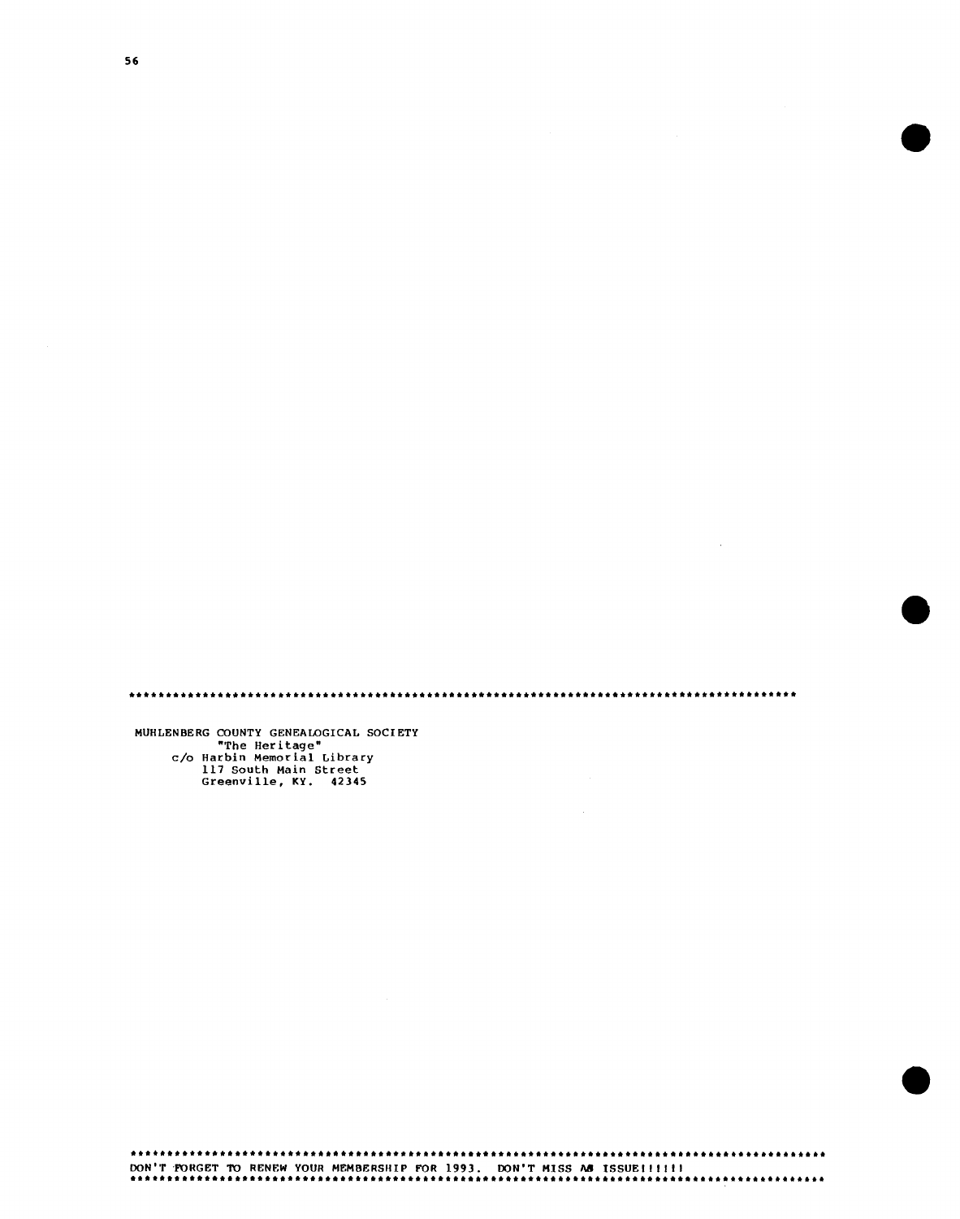******************************************************************************************

MUHLENBERG COUNTY GENEALOGICAL SOCIETY
"The Heritage"
c/o Harbin Memorial Library
117 South Main Street
Greenville, KY. 42345

******************************************************************************************

DON'T FORGET TO RENEW YOUR MEMBERSHIP FOR 1993. DON'T MISS AN ISSUE!!!!!!

******************************************************************************************